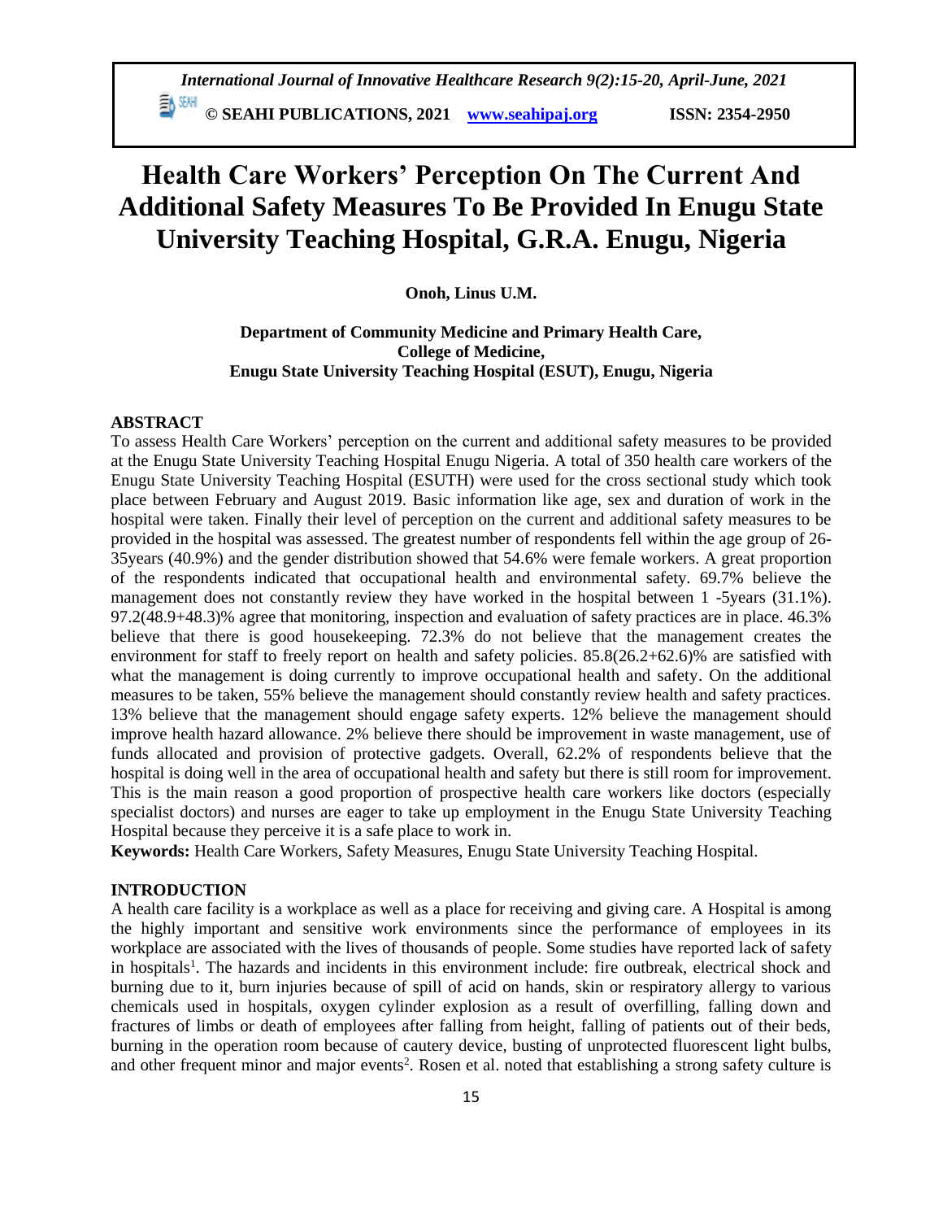# Health Care Workers' Perception On The Current And Additional Safety Measures To Be Provided In Enugu State University Teaching Hospital, G.R.A. Enugu, Nigeria

**Onoh, Linus U.M.**

**Department of Community Medicine and Primary Health Care,**
**College of Medicine,**
**Enugu State University Teaching Hospital (ESUT), Enugu, Nigeria**

## ABSTRACT

To assess Health Care Workers' perception on the current and additional safety measures to be provided at the Enugu State University Teaching Hospital Enugu Nigeria. A total of 350 health care workers of the Enugu State University Teaching Hospital (ESUTH) were used for the cross sectional study which took place between February and August 2019. Basic information like age, sex and duration of work in the hospital were taken. Finally their level of perception on the current and additional safety measures to be provided in the hospital was assessed. The greatest number of respondents fell within the age group of 26-35years (40.9%) and the gender distribution showed that 54.6% were female workers. A great proportion of the respondents indicated that occupational health and environmental safety. 69.7% believe the management does not constantly review they have worked in the hospital between 1 -5years (31.1%). 97.2(48.9+48.3)% agree that monitoring, inspection and evaluation of safety practices are in place. 46.3% believe that there is good housekeeping. 72.3% do not believe that the management creates the environment for staff to freely report on health and safety policies. 85.8(26.2+62.6)% are satisfied with what the management is doing currently to improve occupational health and safety. On the additional measures to be taken, 55% believe the management should constantly review health and safety practices. 13% believe that the management should engage safety experts. 12% believe the management should improve health hazard allowance. 2% believe there should be improvement in waste management, use of funds allocated and provision of protective gadgets. Overall, 62.2% of respondents believe that the hospital is doing well in the area of occupational health and safety but there is still room for improvement. This is the main reason a good proportion of prospective health care workers like doctors (especially specialist doctors) and nurses are eager to take up employment in the Enugu State University Teaching Hospital because they perceive it is a safe place to work in.

**Keywords:** Health Care Workers, Safety Measures, Enugu State University Teaching Hospital.

## INTRODUCTION

A health care facility is a workplace as well as a place for receiving and giving care. A Hospital is among the highly important and sensitive work environments since the performance of employees in its workplace are associated with the lives of thousands of people. Some studies have reported lack of safety in hospitals[1]. The hazards and incidents in this environment include: fire outbreak, electrical shock and burning due to it, burn injuries because of spill of acid on hands, skin or respiratory allergy to various chemicals used in hospitals, oxygen cylinder explosion as a result of overfilling, falling down and fractures of limbs or death of employees after falling from height, falling of patients out of their beds, burning in the operation room because of cautery device, busting of unprotected fluorescent light bulbs, and other frequent minor and major events[2]. Rosen et al. noted that establishing a strong safety culture is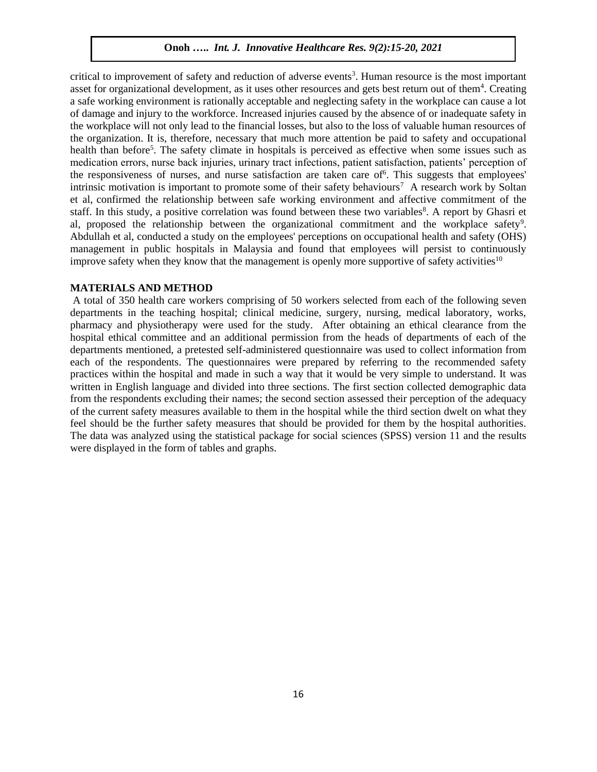critical to improvement of safety and reduction of adverse events[3]. Human resource is the most important asset for organizational development, as it uses other resources and gets best return out of them[4]. Creating a safe working environment is rationally acceptable and neglecting safety in the workplace can cause a lot of damage and injury to the workforce. Increased injuries caused by the absence of or inadequate safety in the workplace will not only lead to the financial losses, but also to the loss of valuable human resources of the organization. It is, therefore, necessary that much more attention be paid to safety and occupational health than before[5]. The safety climate in hospitals is perceived as effective when some issues such as medication errors, nurse back injuries, urinary tract infections, patient satisfaction, patients' perception of the responsiveness of nurses, and nurse satisfaction are taken care of[6]. This suggests that employees' intrinsic motivation is important to promote some of their safety behaviours[7] A research work by Soltan et al, confirmed the relationship between safe working environment and affective commitment of the staff. In this study, a positive correlation was found between these two variables[8]. A report by Ghasri et al, proposed the relationship between the organizational commitment and the workplace safety[9]. Abdullah et al, conducted a study on the employees' perceptions on occupational health and safety (OHS) management in public hospitals in Malaysia and found that employees will persist to continuously improve safety when they know that the management is openly more supportive of safety activities[10]

## MATERIALS AND METHOD

A total of 350 health care workers comprising of 50 workers selected from each of the following seven departments in the teaching hospital; clinical medicine, surgery, nursing, medical laboratory, works, pharmacy and physiotherapy were used for the study. After obtaining an ethical clearance from the hospital ethical committee and an additional permission from the heads of departments of each of the departments mentioned, a pretested self-administered questionnaire was used to collect information from each of the respondents. The questionnaires were prepared by referring to the recommended safety practices within the hospital and made in such a way that it would be very simple to understand. It was written in English language and divided into three sections. The first section collected demographic data from the respondents excluding their names; the second section assessed their perception of the adequacy of the current safety measures available to them in the hospital while the third section dwelt on what they feel should be the further safety measures that should be provided for them by the hospital authorities. The data was analyzed using the statistical package for social sciences (SPSS) version 11 and the results were displayed in the form of tables and graphs.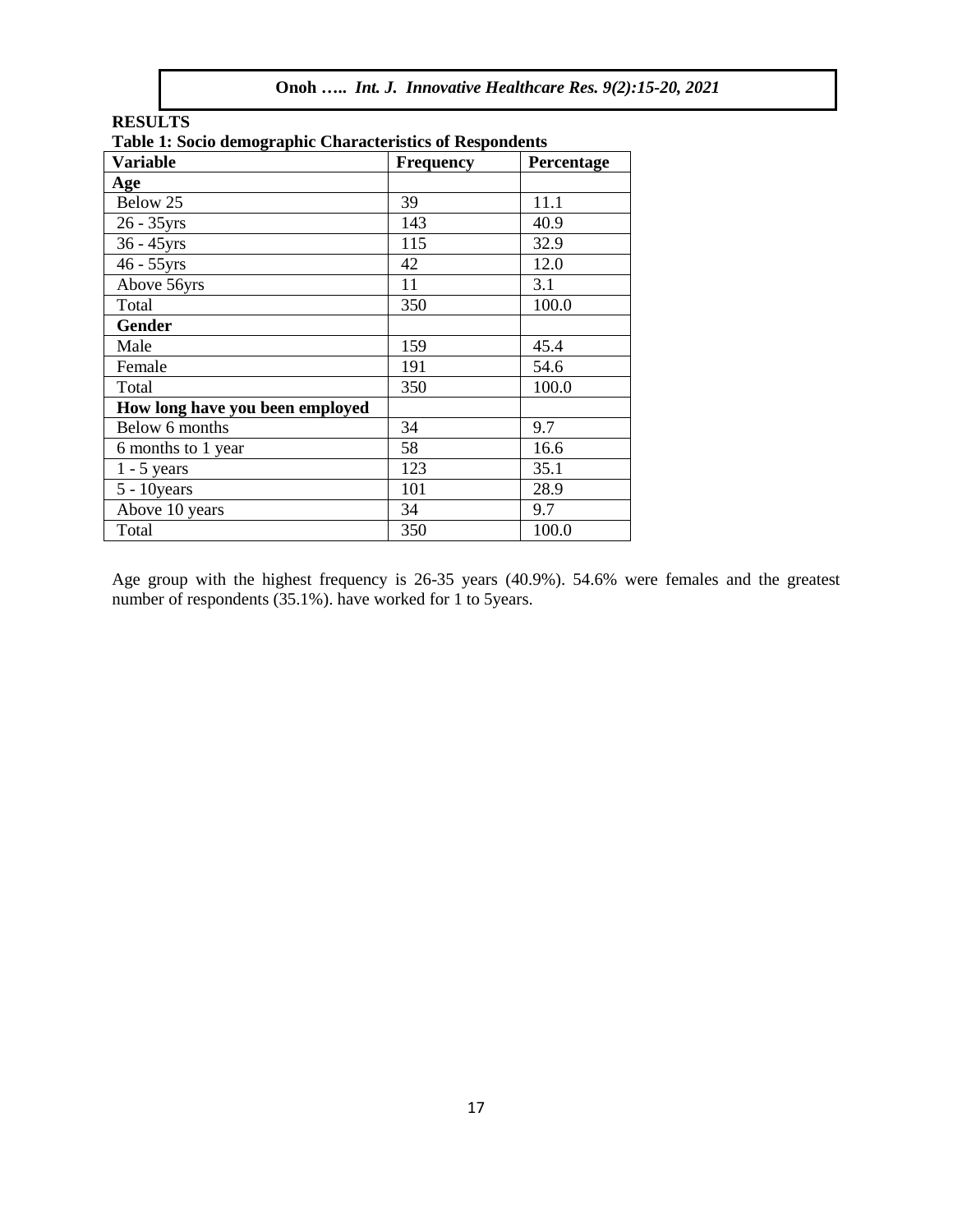## RESULTS

**Table 1: Socio demographic Characteristics of Respondents**

| Variable | Frequency | Percentage |
|---|---|---|
| **Age** | | |
| Below 25 | 39 | 11.1 |
| 26 - 35yrs | 143 | 40.9 |
| 36 - 45yrs | 115 | 32.9 |
| 46 - 55yrs | 42 | 12.0 |
| Above 56yrs | 11 | 3.1 |
| Total | 350 | 100.0 |
| **Gender** | | |
| Male | 159 | 45.4 |
| Female | 191 | 54.6 |
| Total | 350 | 100.0 |
| **How long have you been employed** | | |
| Below 6 months | 34 | 9.7 |
| 6 months to 1 year | 58 | 16.6 |
| 1 - 5 years | 123 | 35.1 |
| 5 - 10years | 101 | 28.9 |
| Above 10 years | 34 | 9.7 |
| Total | 350 | 100.0 |

Age group with the highest frequency is 26-35 years (40.9%). 54.6% were females and the greatest number of respondents (35.1%). have worked for 1 to 5years.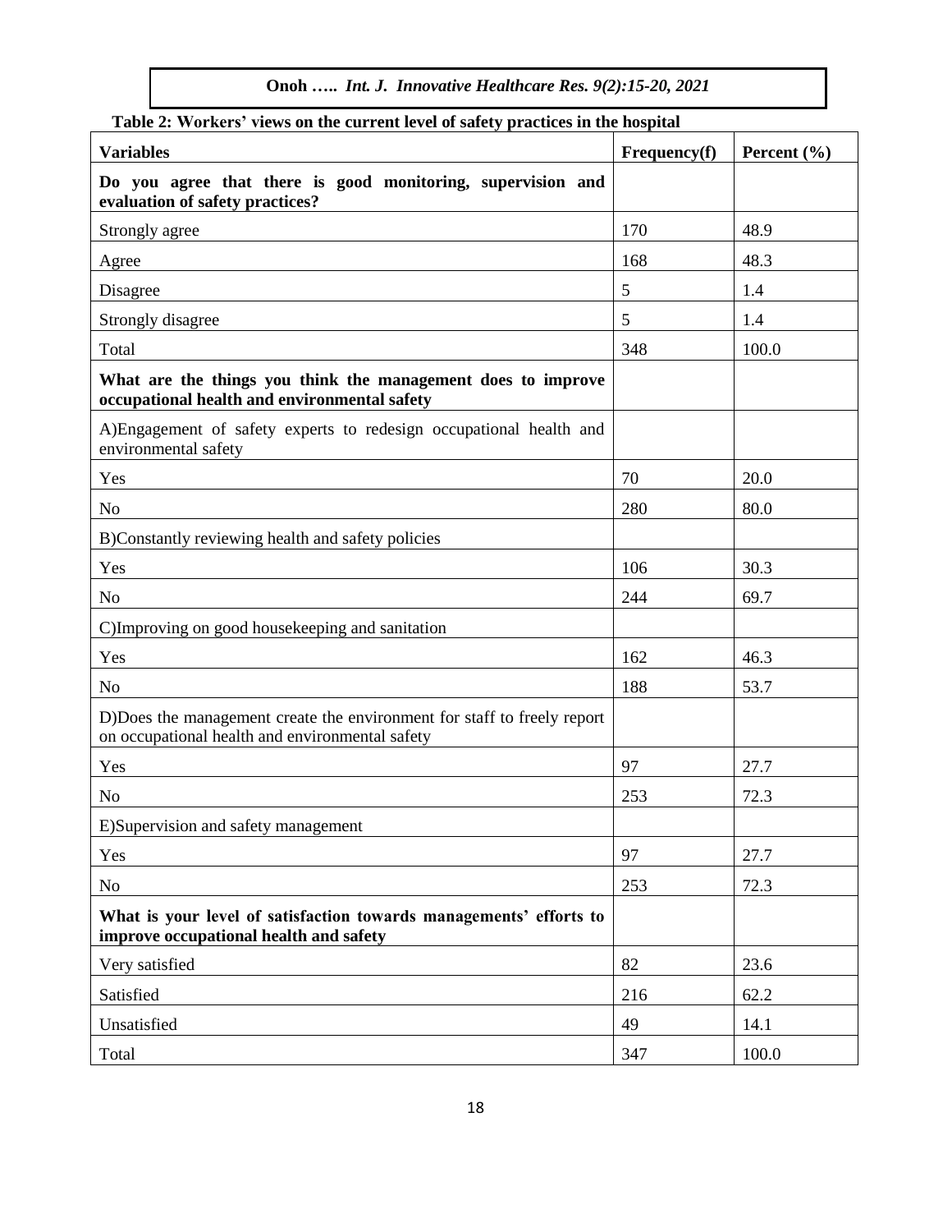**Table 2: Workers' views on the current level of safety practices in the hospital**

| Variables | Frequency(f) | Percent (%) |
|---|---|---|
| **Do you agree that there is good monitoring, supervision and evaluation of safety practices?** | | |
| Strongly agree | 170 | 48.9 |
| Agree | 168 | 48.3 |
| Disagree | 5 | 1.4 |
| Strongly disagree | 5 | 1.4 |
| Total | 348 | 100.0 |
| **What are the things you think the management does to improve occupational health and environmental safety** | | |
| A)Engagement of safety experts to redesign occupational health and environmental safety | | |
| Yes | 70 | 20.0 |
| No | 280 | 80.0 |
| B)Constantly reviewing health and safety policies | | |
| Yes | 106 | 30.3 |
| No | 244 | 69.7 |
| C)Improving on good housekeeping and sanitation | | |
| Yes | 162 | 46.3 |
| No | 188 | 53.7 |
| D)Does the management create the environment for staff to freely report on occupational health and environmental safety | | |
| Yes | 97 | 27.7 |
| No | 253 | 72.3 |
| E)Supervision and safety management | | |
| Yes | 97 | 27.7 |
| No | 253 | 72.3 |
| **What is your level of satisfaction towards managements' efforts to improve occupational health and safety** | | |
| Very satisfied | 82 | 23.6 |
| Satisfied | 216 | 62.2 |
| Unsatisfied | 49 | 14.1 |
| Total | 347 | 100.0 |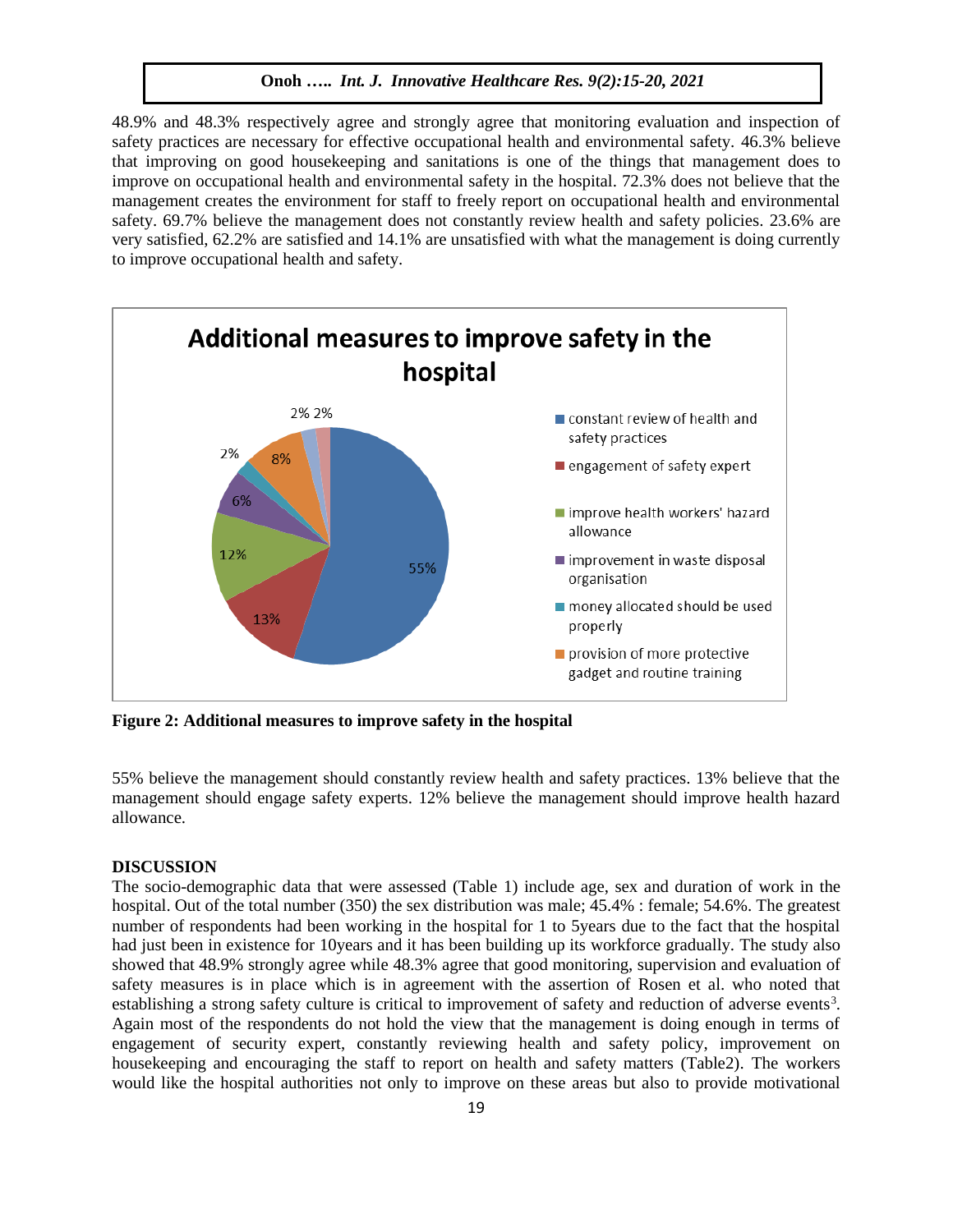48.9% and 48.3% respectively agree and strongly agree that monitoring evaluation and inspection of safety practices are necessary for effective occupational health and environmental safety. 46.3% believe that improving on good housekeeping and sanitations is one of the things that management does to improve on occupational health and environmental safety in the hospital. 72.3% does not believe that the management creates the environment for staff to freely report on occupational health and environmental safety. 69.7% believe the management does not constantly review health and safety policies. 23.6% are very satisfied, 62.2% are satisfied and 14.1% are unsatisfied with what the management is doing currently to improve occupational health and safety.

**Figure 2: Additional measures to improve safety in the hospital**

55% believe the management should constantly review health and safety practices. 13% believe that the management should engage safety experts. 12% believe the management should improve health hazard allowance.

## DISCUSSION

The socio-demographic data that were assessed (Table 1) include age, sex and duration of work in the hospital. Out of the total number (350) the sex distribution was male; 45.4% : female; 54.6%. The greatest number of respondents had been working in the hospital for 1 to 5years due to the fact that the hospital had just been in existence for 10years and it has been building up its workforce gradually. The study also showed that 48.9% strongly agree while 48.3% agree that good monitoring, supervision and evaluation of safety measures is in place which is in agreement with the assertion of Rosen et al. who noted that establishing a strong safety culture is critical to improvement of safety and reduction of adverse events[3]. Again most of the respondents do not hold the view that the management is doing enough in terms of engagement of security expert, constantly reviewing health and safety policy, improvement on housekeeping and encouraging the staff to report on health and safety matters (Table2). The workers would like the hospital authorities not only to improve on these areas but also to provide motivational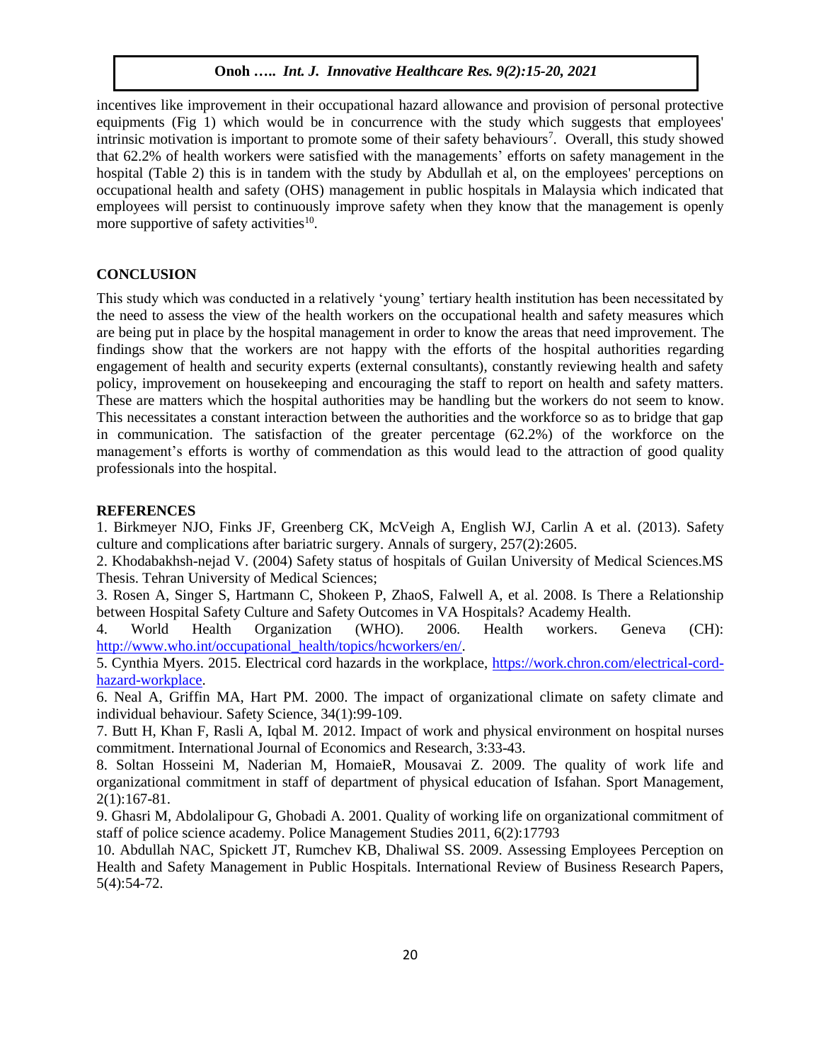incentives like improvement in their occupational hazard allowance and provision of personal protective equipments (Fig 1) which would be in concurrence with the study which suggests that employees' intrinsic motivation is important to promote some of their safety behaviours[7]. Overall, this study showed that 62.2% of health workers were satisfied with the managements' efforts on safety management in the hospital (Table 2) this is in tandem with the study by Abdullah et al, on the employees' perceptions on occupational health and safety (OHS) management in public hospitals in Malaysia which indicated that employees will persist to continuously improve safety when they know that the management is openly more supportive of safety activities[10].

## CONCLUSION

This study which was conducted in a relatively 'young' tertiary health institution has been necessitated by the need to assess the view of the health workers on the occupational health and safety measures which are being put in place by the hospital management in order to know the areas that need improvement. The findings show that the workers are not happy with the efforts of the hospital authorities regarding engagement of health and security experts (external consultants), constantly reviewing health and safety policy, improvement on housekeeping and encouraging the staff to report on health and safety matters. These are matters which the hospital authorities may be handling but the workers do not seem to know. This necessitates a constant interaction between the authorities and the workforce so as to bridge that gap in communication. The satisfaction of the greater percentage (62.2%) of the workforce on the management's efforts is worthy of commendation as this would lead to the attraction of good quality professionals into the hospital.

## REFERENCES

1. Birkmeyer NJO, Finks JF, Greenberg CK, McVeigh A, English WJ, Carlin A et al. (2013). Safety culture and complications after bariatric surgery. Annals of surgery, 257(2):2605.
2. Khodabakhsh-nejad V. (2004) Safety status of hospitals of Guilan University of Medical Sciences.MS Thesis. Tehran University of Medical Sciences;
3. Rosen A, Singer S, Hartmann C, Shokeen P, ZhaoS, Falwell A, et al. 2008. Is There a Relationship between Hospital Safety Culture and Safety Outcomes in VA Hospitals? Academy Health.
4. World Health Organization (WHO). 2006. Health workers. Geneva (CH): http://www.who.int/occupational_health/topics/hcworkers/en/.
5. Cynthia Myers. 2015. Electrical cord hazards in the workplace, https://work.chron.com/electrical-cord-hazard-workplace.
6. Neal A, Griffin MA, Hart PM. 2000. The impact of organizational climate on safety climate and individual behaviour. Safety Science, 34(1):99-109.
7. Butt H, Khan F, Rasli A, Iqbal M. 2012. Impact of work and physical environment on hospital nurses commitment. International Journal of Economics and Research, 3:33-43.
8. Soltan Hosseini M, Naderian M, HomaieR, Mousavai Z. 2009. The quality of work life and organizational commitment in staff of department of physical education of Isfahan. Sport Management, 2(1):167-81.
9. Ghasri M, Abdolalipour G, Ghobadi A. 2001. Quality of working life on organizational commitment of staff of police science academy. Police Management Studies 2011, 6(2):17793
10. Abdullah NAC, Spickett JT, Rumchev KB, Dhaliwal SS. 2009. Assessing Employees Perception on Health and Safety Management in Public Hospitals. International Review of Business Research Papers, 5(4):54-72.